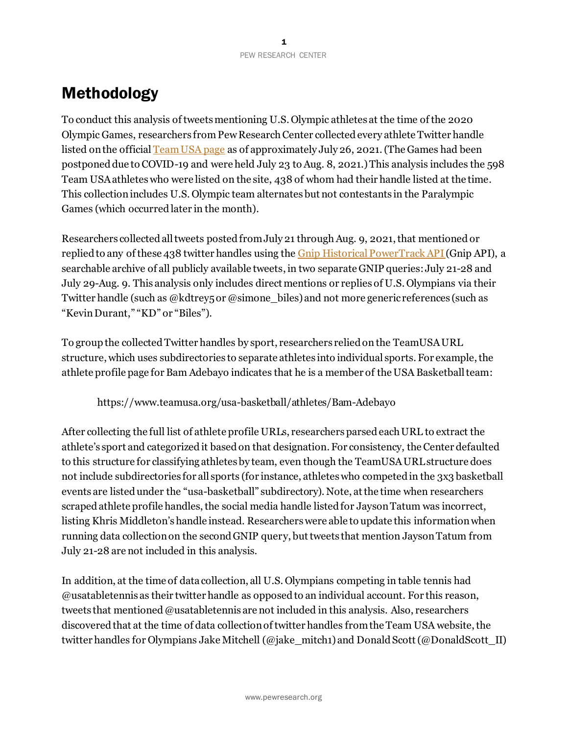# Methodology

To conduct this analysis of tweets mentioning U.S. Olympic athletes at the time of the 2020 Olympic Games, researchers from Pew Research Center collected every athlete Twitter handle listed on the official Team USA page as of approximately July 26, 2021. (The Games had been postponed due to COVID-19 and were held July 23 to Aug. 8, 2021.) This analysis includes the 598 Team USA athletes who were listed on the site, 438 of whom had their handle listed at the time. This collection includes U.S. Olympic team alternates but not contestants in the Paralympic Games (which occurred later in the month).

Researchers collected all tweets posted from July 21 through Aug. 9, 2021, that mentioned or replied to any of these 438 twitter handles using the Gnip Historical PowerTrack API (Gnip API), a searchable archive of all publicly available tweets, in two separate GNIP queries: July 21-28 and July 29-Aug. 9. This analysis only includes direct mentions or replies of U.S. Olympians via their Twitter handle (such as @kdtrey5 or @simone_biles) and not more generic references (such as "Kevin Durant," "KD" or "Biles").

To group the collected Twitter handles by sport, researchers relied on the TeamUSA URL structure, which uses subdirectories to separate athletes into individual sports. For example, the athlete profile page for Bam Adebayo indicates that he is a member of the USA Basketball team:

> https://www.teamusa.org/usa-basketball/athletes/Bam-Adebayo

After collecting the full list of athlete profile URLs, researchers parsed each URL to extract the athlete's sport and categorized it based on that designation. For consistency, the Center defaulted to this structure for classifying athletes by team, even though the TeamUSA URL structure does not include subdirectories for all sports (for instance, athletes who competed in the 3x3 basketball events are listed under the "usa-basketball" subdirectory). Note, at the time when researchers scraped athlete profile handles, the social media handle listed for Jayson Tatum was incorrect, listing Khris Middleton's handle instead. Researchers were able to update this information when running data collection on the second GNIP query, but tweets that mention Jayson Tatum from July 21-28 are not included in this analysis.

In addition, at the time of data collection, all U.S. Olympians competing in table tennis had @usatabletennis as their twitter handle as opposed to an individual account. For this reason, tweets that mentioned @usatabletennis are not included in this analysis. Also, researchers discovered that at the time of data collection of twitter handles from the Team USA website, the twitter handles for Olympians Jake Mitchell (@jake_mitch1) and Donald Scott (@DonaldScott_II)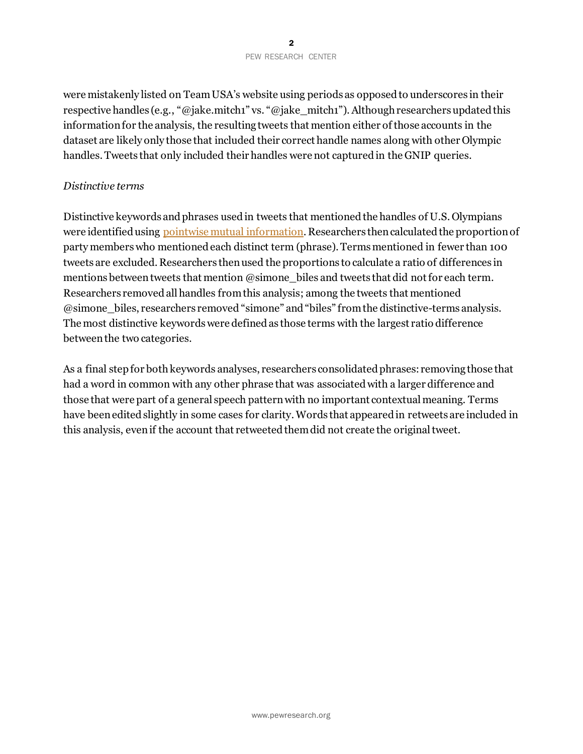were mistakenly listed on Team USA's website using periods as opposed to underscores in their respective handles (e.g., "@jake.mitch1" vs. "@jake_mitch1"). Although researchers updated this information for the analysis, the resulting tweets that mention either of those accounts in the dataset are likely only those that included their correct handle names along with other Olympic handles. Tweets that only included their handles were not captured in the GNIP queries.

*Distinctive terms*

Distinctive keywords and phrases used in tweets that mentioned the handles of U.S. Olympians were identified using pointwise mutual information. Researchers then calculated the proportion of party members who mentioned each distinct term (phrase). Terms mentioned in fewer than 100 tweets are excluded. Researchers then used the proportions to calculate a ratio of differences in mentions between tweets that mention @simone_biles and tweets that did not for each term. Researchers removed all handles from this analysis; among the tweets that mentioned @simone_biles, researchers removed "simone" and "biles" from the distinctive-terms analysis. The most distinctive keywords were defined as those terms with the largest ratio difference between the two categories.

As a final step for both keywords analyses, researchers consolidated phrases: removing those that had a word in common with any other phrase that was associated with a larger difference and those that were part of a general speech pattern with no important contextual meaning. Terms have been edited slightly in some cases for clarity. Words that appeared in retweets are included in this analysis, even if the account that retweeted them did not create the original tweet.